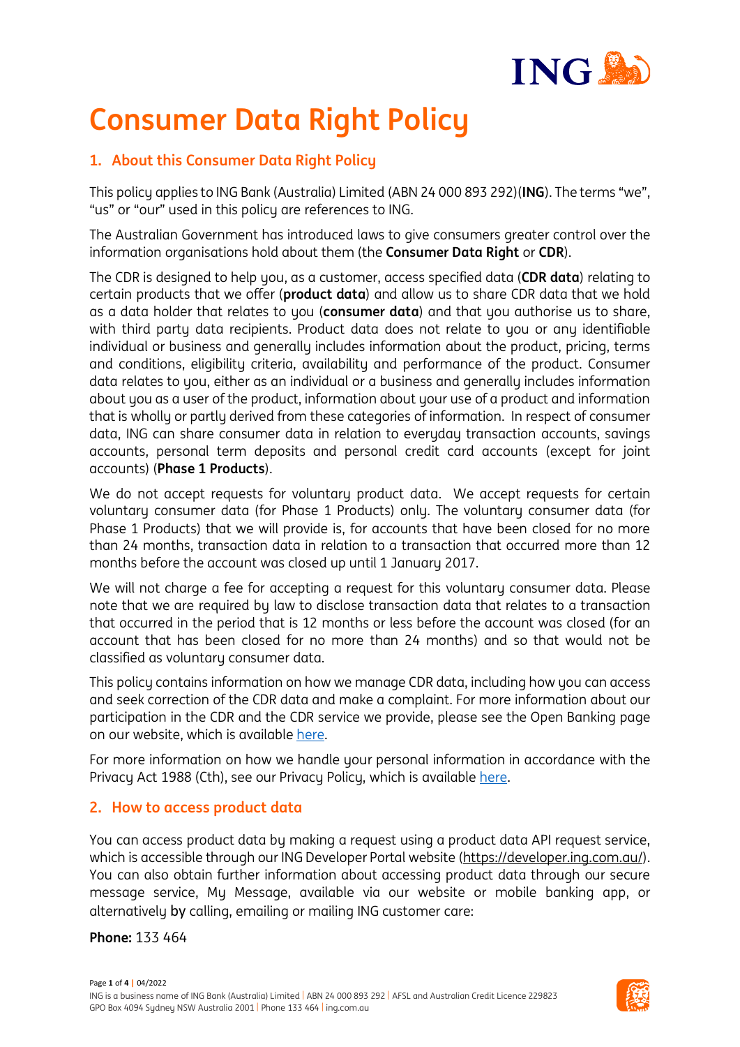# Consumer Data Right Policy

## 1. About this Consumer Data Right Policy

This policy applies to ING Bank (Australia) Limited (ABN 24 000 893 292)(**ING**). The terms "we", "us" or "our" used in this policy are references to ING.

The Australian Government has introduced laws to give consumers greater control over the information organisations hold about them (the **Consumer Data Right** or **CDR**).

The CDR is designed to help you, as a customer, access specified data (**CDR data**) relating to certain products that we offer (**product data**) and allow us to share CDR data that we hold as a data holder that relates to you (**consumer data**) and that you authorise us to share, with third party data recipients. Product data does not relate to you or any identifiable individual or business and generally includes information about the product, pricing, terms and conditions, eligibility criteria, availability and performance of the product. Consumer data relates to you, either as an individual or a business and generally includes information about you as a user of the product, information about your use of a product and information that is wholly or partly derived from these categories of information. In respect of consumer data, ING can share consumer data in relation to everyday transaction accounts, savings accounts, personal term deposits and personal credit card accounts (except for joint accounts) (**Phase 1 Products**).

We do not accept requests for voluntary product data. We accept requests for certain voluntary consumer data (for Phase 1 Products) only. The voluntary consumer data (for Phase 1 Products) that we will provide is, for accounts that have been closed for no more than 24 months, transaction data in relation to a transaction that occurred more than 12 months before the account was closed up until 1 January 2017.

We will not charge a fee for accepting a request for this voluntary consumer data. Please note that we are required by law to disclose transaction data that relates to a transaction that occurred in the period that is 12 months or less before the account was closed (for an account that has been closed for no more than 24 months) and so that would not be classified as voluntary consumer data.

This policy contains information on how we manage CDR data, including how you can access and seek correction of the CDR data and make a complaint. For more information about our participation in the CDR and the CDR service we provide, please see the Open Banking page on our website, which is available here.

For more information on how we handle your personal information in accordance with the Privacy Act 1988 (Cth), see our Privacy Policy, which is available here.

## 2. How to access product data

You can access product data by making a request using a product data API request service, which is accessible through our ING Developer Portal website (https://developer.ing.com.au/). You can also obtain further information about accessing product data through our secure message service, My Message, available via our website or mobile banking app, or alternatively by calling, emailing or mailing ING customer care:

**Phone:** 133 464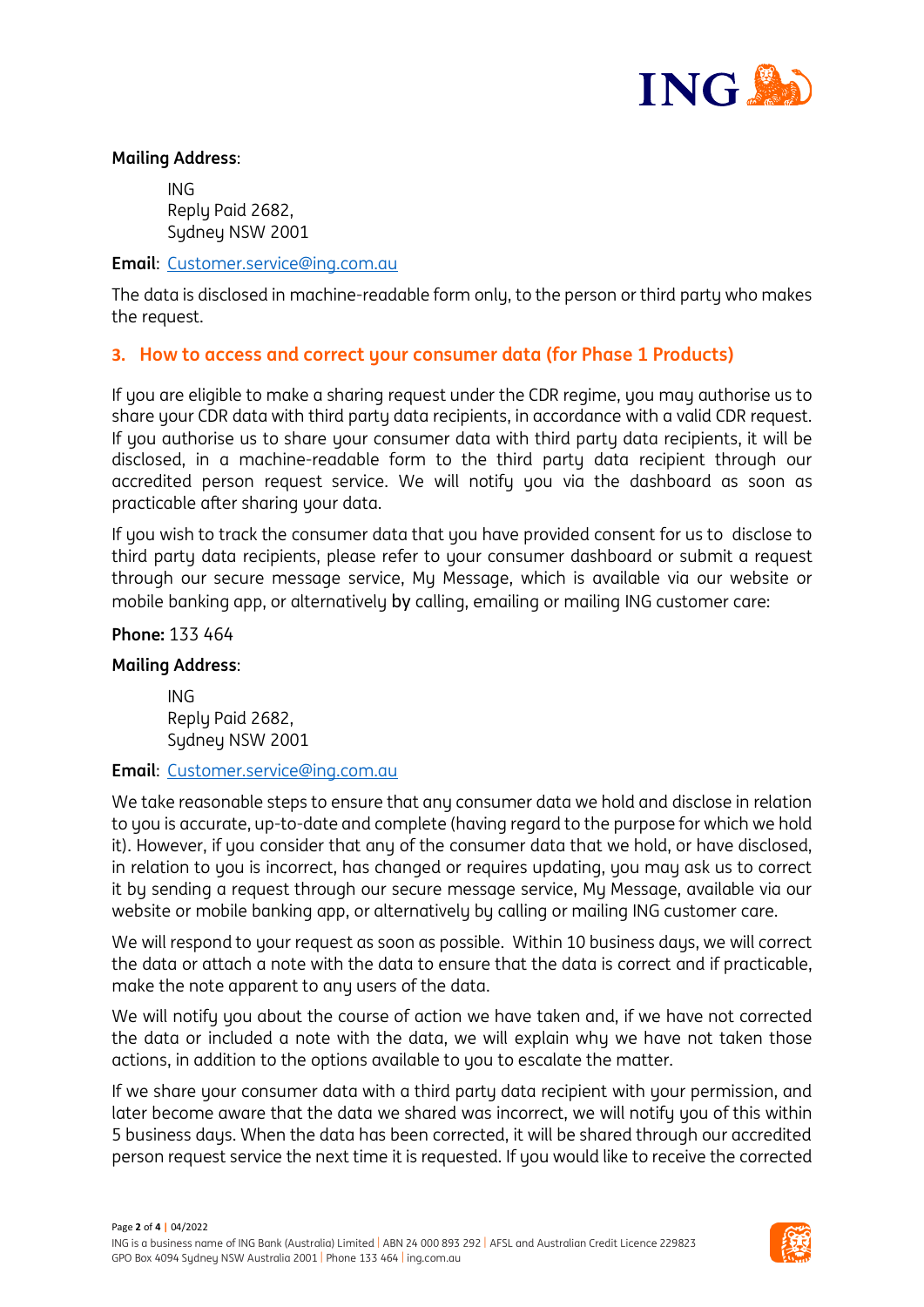**Mailing Address**:

ING
Reply Paid 2682,
Sydney NSW 2001

**Email**: Customer.service@ing.com.au

The data is disclosed in machine-readable form only, to the person or third party who makes the request.

## 3. How to access and correct your consumer data (for Phase 1 Products)

If you are eligible to make a sharing request under the CDR regime, you may authorise us to share your CDR data with third party data recipients, in accordance with a valid CDR request. If you authorise us to share your consumer data with third party data recipients, it will be disclosed, in a machine-readable form to the third party data recipient through our accredited person request service. We will notify you via the dashboard as soon as practicable after sharing your data.

If you wish to track the consumer data that you have provided consent for us to disclose to third party data recipients, please refer to your consumer dashboard or submit a request through our secure message service, My Message, which is available via our website or mobile banking app, or alternatively by calling, emailing or mailing ING customer care:

**Phone:** 133 464

**Mailing Address**:

ING
Reply Paid 2682,
Sydney NSW 2001

**Email**: Customer.service@ing.com.au

We take reasonable steps to ensure that any consumer data we hold and disclose in relation to you is accurate, up-to-date and complete (having regard to the purpose for which we hold it). However, if you consider that any of the consumer data that we hold, or have disclosed, in relation to you is incorrect, has changed or requires updating, you may ask us to correct it by sending a request through our secure message service, My Message, available via our website or mobile banking app, or alternatively by calling or mailing ING customer care.

We will respond to your request as soon as possible. Within 10 business days, we will correct the data or attach a note with the data to ensure that the data is correct and if practicable, make the note apparent to any users of the data.

We will notify you about the course of action we have taken and, if we have not corrected the data or included a note with the data, we will explain why we have not taken those actions, in addition to the options available to you to escalate the matter.

If we share your consumer data with a third party data recipient with your permission, and later become aware that the data we shared was incorrect, we will notify you of this within 5 business days. When the data has been corrected, it will be shared through our accredited person request service the next time it is requested. If you would like to receive the corrected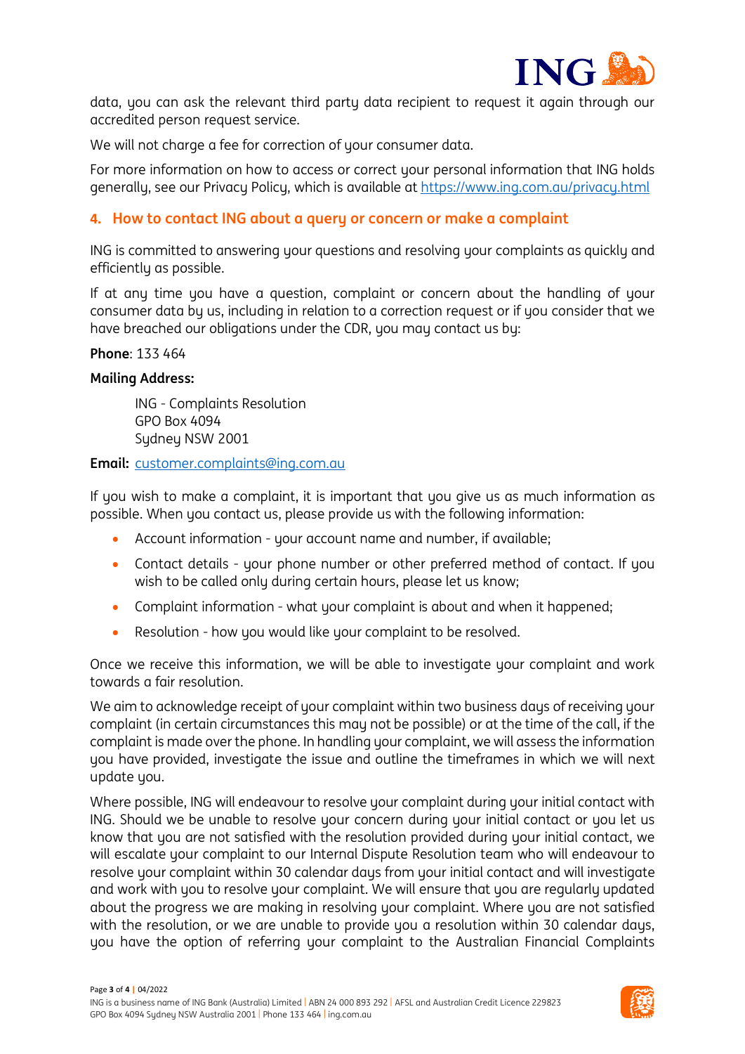data, you can ask the relevant third party data recipient to request it again through our accredited person request service.

We will not charge a fee for correction of your consumer data.

For more information on how to access or correct your personal information that ING holds generally, see our Privacy Policy, which is available at https://www.ing.com.au/privacy.html

## 4. How to contact ING about a query or concern or make a complaint

ING is committed to answering your questions and resolving your complaints as quickly and efficiently as possible.

If at any time you have a question, complaint or concern about the handling of your consumer data by us, including in relation to a correction request or if you consider that we have breached our obligations under the CDR, you may contact us by:

**Phone**: 133 464

**Mailing Address:**

ING - Complaints Resolution
GPO Box 4094
Sydney NSW 2001

**Email:** customer.complaints@ing.com.au

If you wish to make a complaint, it is important that you give us as much information as possible. When you contact us, please provide us with the following information:

- Account information - your account name and number, if available;
- Contact details - your phone number or other preferred method of contact. If you wish to be called only during certain hours, please let us know;
- Complaint information - what your complaint is about and when it happened;
- Resolution - how you would like your complaint to be resolved.

Once we receive this information, we will be able to investigate your complaint and work towards a fair resolution.

We aim to acknowledge receipt of your complaint within two business days of receiving your complaint (in certain circumstances this may not be possible) or at the time of the call, if the complaint is made over the phone. In handling your complaint, we will assess the information you have provided, investigate the issue and outline the timeframes in which we will next update you.

Where possible, ING will endeavour to resolve your complaint during your initial contact with ING. Should we be unable to resolve your concern during your initial contact or you let us know that you are not satisfied with the resolution provided during your initial contact, we will escalate your complaint to our Internal Dispute Resolution team who will endeavour to resolve your complaint within 30 calendar days from your initial contact and will investigate and work with you to resolve your complaint. We will ensure that you are regularly updated about the progress we are making in resolving your complaint. Where you are not satisfied with the resolution, or we are unable to provide you a resolution within 30 calendar days, you have the option of referring your complaint to the Australian Financial Complaints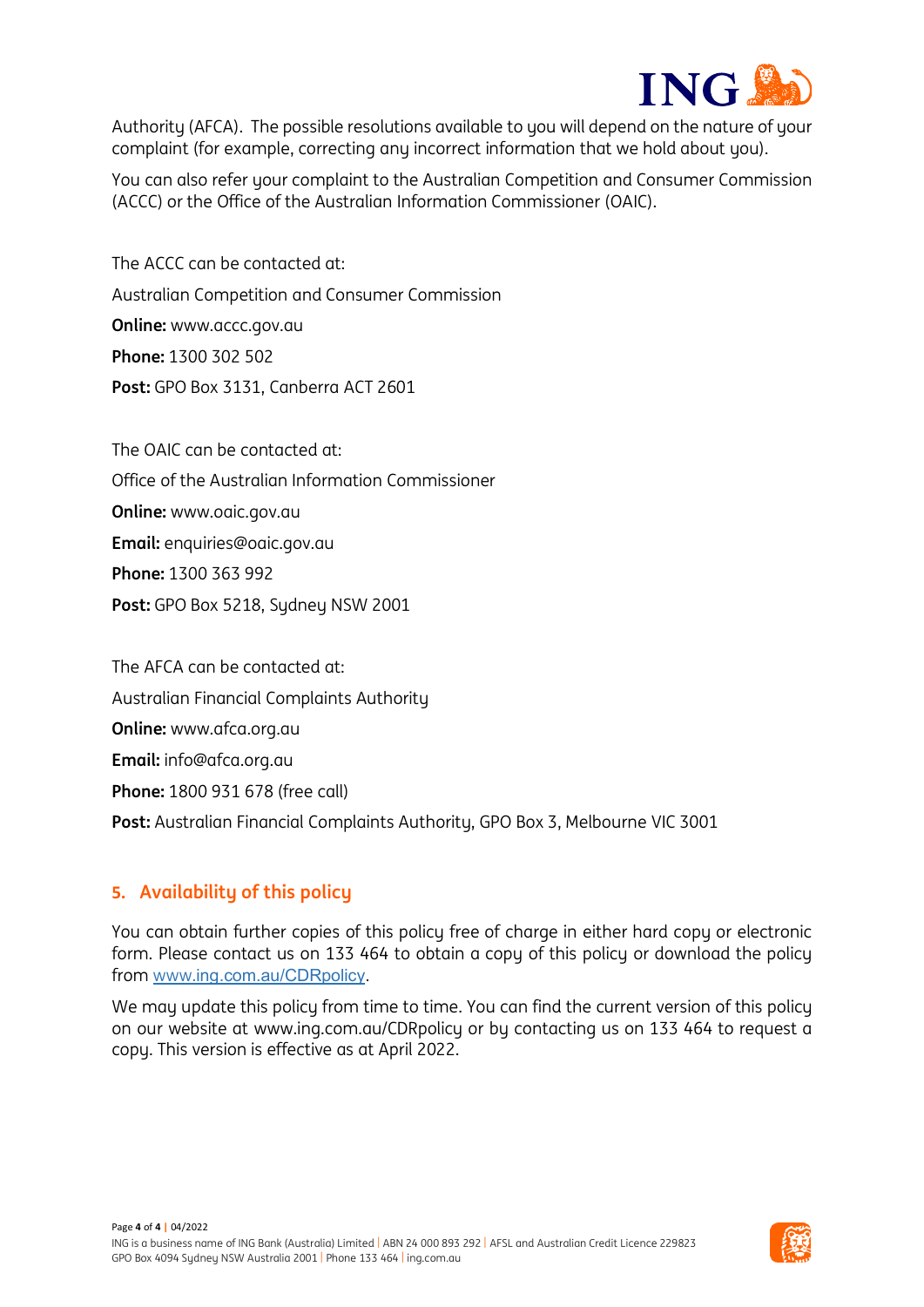Authority (AFCA). The possible resolutions available to you will depend on the nature of your complaint (for example, correcting any incorrect information that we hold about you).

You can also refer your complaint to the Australian Competition and Consumer Commission (ACCC) or the Office of the Australian Information Commissioner (OAIC).

The ACCC can be contacted at:

Australian Competition and Consumer Commission

**Online:** www.accc.gov.au

**Phone:** 1300 302 502

**Post:** GPO Box 3131, Canberra ACT 2601

The OAIC can be contacted at:

Office of the Australian Information Commissioner

**Online:** www.oaic.gov.au

**Email:** enquiries@oaic.gov.au

**Phone:** 1300 363 992

**Post:** GPO Box 5218, Sydney NSW 2001

The AFCA can be contacted at:

Australian Financial Complaints Authority

**Online:** www.afca.org.au

**Email:** info@afca.org.au

**Phone:** 1800 931 678 (free call)

**Post:** Australian Financial Complaints Authority, GPO Box 3, Melbourne VIC 3001

## 5. Availability of this policy

You can obtain further copies of this policy free of charge in either hard copy or electronic form. Please contact us on 133 464 to obtain a copy of this policy or download the policy from www.ing.com.au/CDRpolicy.

We may update this policy from time to time. You can find the current version of this policy on our website at www.ing.com.au/CDRpolicy or by contacting us on 133 464 to request a copy. This version is effective as at April 2022.